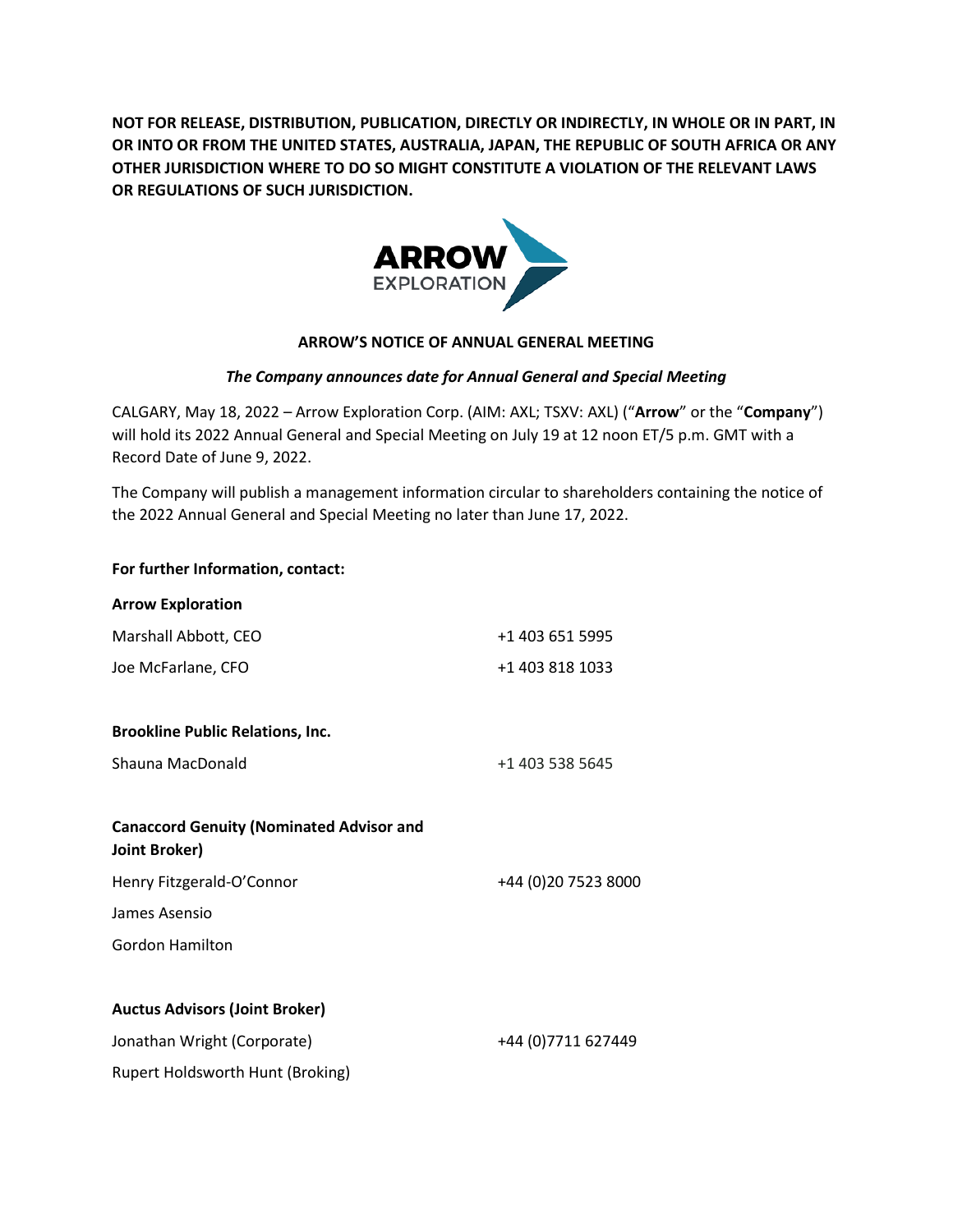**NOT FOR RELEASE, DISTRIBUTION, PUBLICATION, DIRECTLY OR INDIRECTLY, IN WHOLE OR IN PART, IN OR INTO OR FROM THE UNITED STATES, AUSTRALIA, JAPAN, THE REPUBLIC OF SOUTH AFRICA OR ANY OTHER JURISDICTION WHERE TO DO SO MIGHT CONSTITUTE A VIOLATION OF THE RELEVANT LAWS OR REGULATIONS OF SUCH JURISDICTION.**

# ARROW'S NOTICE OF ANNUAL GENERAL MEETING

***The Company announces date for Annual General and Special Meeting***

CALGARY, May 18, 2022 – Arrow Exploration Corp. (AIM: AXL; TSXV: AXL) ("**Arrow**" or the "**Company**") will hold its 2022 Annual General and Special Meeting on July 19 at 12 noon ET/5 p.m. GMT with a Record Date of June 9, 2022.

The Company will publish a management information circular to shareholders containing the notice of the 2022 Annual General and Special Meeting no later than June 17, 2022.

**For further Information, contact:**

**Arrow Exploration**

| | |
|---|---|
| Marshall Abbott, CEO | +1 403 651 5995 |
| Joe McFarlane, CFO | +1 403 818 1033 |

**Brookline Public Relations, Inc.**

| | |
|---|---|
| Shauna MacDonald | +1 403 538 5645 |

**Canaccord Genuity (Nominated Advisor and Joint Broker)**

| | |
|---|---|
| Henry Fitzgerald-O'Connor | +44 (0)20 7523 8000 |
| James Asensio | |
| Gordon Hamilton | |

**Auctus Advisors (Joint Broker)**

| | |
|---|---|
| Jonathan Wright (Corporate) | +44 (0)7711 627449 |
| Rupert Holdsworth Hunt (Broking) | |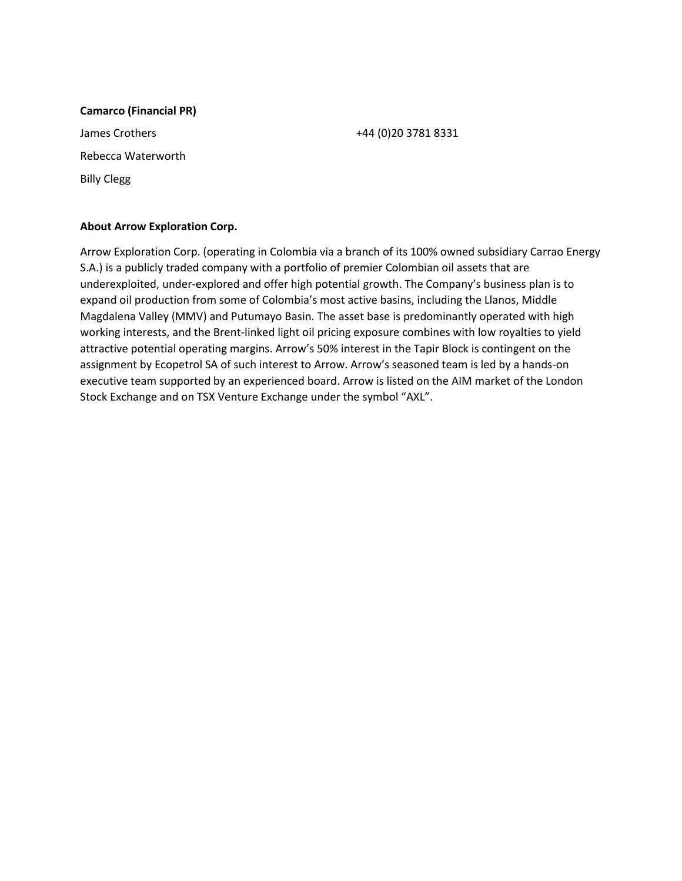**Camarco (Financial PR)**

| | |
|---|---|
| James Crothers | +44 (0)20 3781 8331 |
| Rebecca Waterworth | |
| Billy Clegg | |

**About Arrow Exploration Corp.**

Arrow Exploration Corp. (operating in Colombia via a branch of its 100% owned subsidiary Carrao Energy S.A.) is a publicly traded company with a portfolio of premier Colombian oil assets that are underexploited, under-explored and offer high potential growth. The Company's business plan is to expand oil production from some of Colombia's most active basins, including the Llanos, Middle Magdalena Valley (MMV) and Putumayo Basin. The asset base is predominantly operated with high working interests, and the Brent-linked light oil pricing exposure combines with low royalties to yield attractive potential operating margins. Arrow's 50% interest in the Tapir Block is contingent on the assignment by Ecopetrol SA of such interest to Arrow. Arrow's seasoned team is led by a hands-on executive team supported by an experienced board. Arrow is listed on the AIM market of the London Stock Exchange and on TSX Venture Exchange under the symbol "AXL".